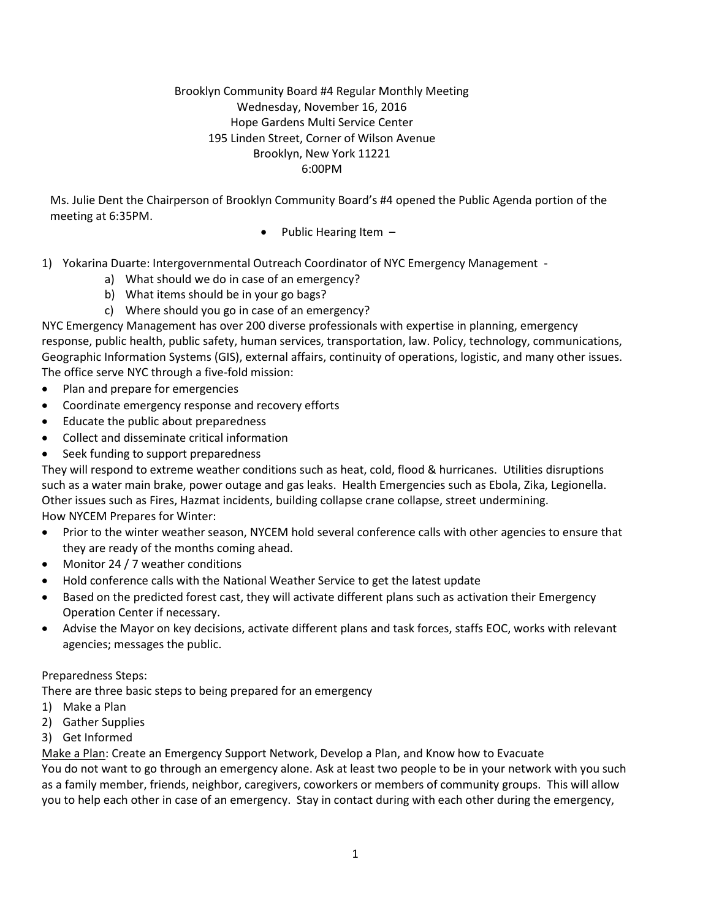Brooklyn Community Board #4 Regular Monthly Meeting
Wednesday, November 16, 2016
Hope Gardens Multi Service Center
195 Linden Street, Corner of Wilson Avenue
Brooklyn, New York 11221
6:00PM

Ms. Julie Dent the Chairperson of Brooklyn Community Board's #4 opened the Public Agenda portion of the meeting at 6:35PM.

- Public Hearing Item –

1) Yokarina Duarte: Intergovernmental Outreach Coordinator of NYC Emergency Management -
   a) What should we do in case of an emergency?
   b) What items should be in your go bags?
   c) Where should you go in case of an emergency?

NYC Emergency Management has over 200 diverse professionals with expertise in planning, emergency response, public health, public safety, human services, transportation, law. Policy, technology, communications, Geographic Information Systems (GIS), external affairs, continuity of operations, logistic, and many other issues. The office serve NYC through a five-fold mission:

- Plan and prepare for emergencies
- Coordinate emergency response and recovery efforts
- Educate the public about preparedness
- Collect and disseminate critical information
- Seek funding to support preparedness

They will respond to extreme weather conditions such as heat, cold, flood & hurricanes. Utilities disruptions such as a water main brake, power outage and gas leaks. Health Emergencies such as Ebola, Zika, Legionella. Other issues such as Fires, Hazmat incidents, building collapse crane collapse, street undermining.
How NYCEM Prepares for Winter:

- Prior to the winter weather season, NYCEM hold several conference calls with other agencies to ensure that they are ready of the months coming ahead.
- Monitor 24 / 7 weather conditions
- Hold conference calls with the National Weather Service to get the latest update
- Based on the predicted forest cast, they will activate different plans such as activation their Emergency Operation Center if necessary.
- Advise the Mayor on key decisions, activate different plans and task forces, staffs EOC, works with relevant agencies; messages the public.

Preparedness Steps:
There are three basic steps to being prepared for an emergency

1) Make a Plan
2) Gather Supplies
3) Get Informed

<u>Make a Plan</u>: Create an Emergency Support Network, Develop a Plan, and Know how to Evacuate
You do not want to go through an emergency alone. Ask at least two people to be in your network with you such as a family member, friends, neighbor, caregivers, coworkers or members of community groups. This will allow you to help each other in case of an emergency. Stay in contact during with each other during the emergency,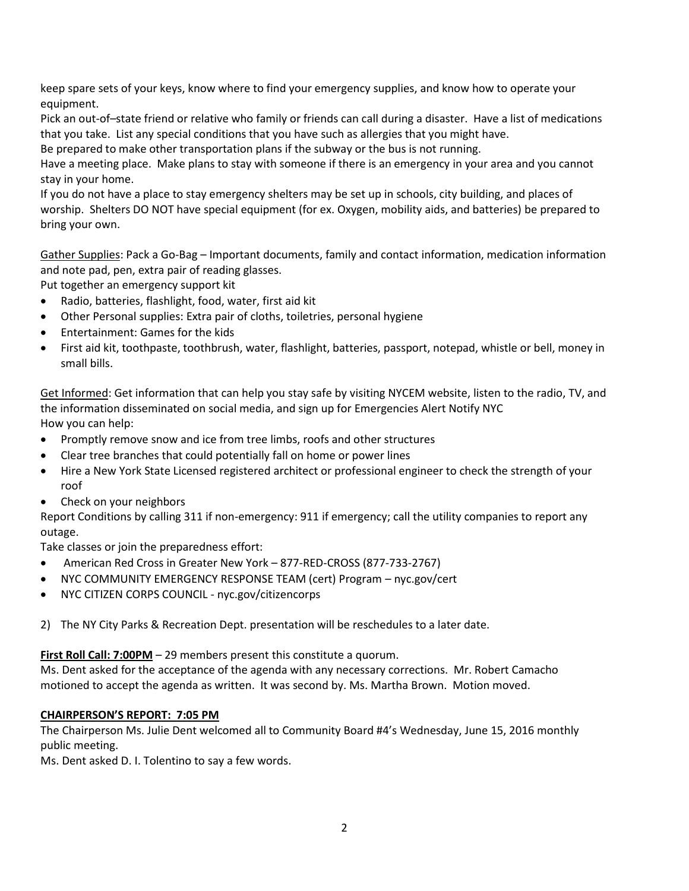keep spare sets of your keys, know where to find your emergency supplies, and know how to operate your equipment.

Pick an out-of–state friend or relative who family or friends can call during a disaster. Have a list of medications that you take. List any special conditions that you have such as allergies that you might have.

Be prepared to make other transportation plans if the subway or the bus is not running.

Have a meeting place. Make plans to stay with someone if there is an emergency in your area and you cannot stay in your home.

If you do not have a place to stay emergency shelters may be set up in schools, city building, and places of worship. Shelters DO NOT have special equipment (for ex. Oxygen, mobility aids, and batteries) be prepared to bring your own.

<u>Gather Supplies</u>: Pack a Go-Bag – Important documents, family and contact information, medication information and note pad, pen, extra pair of reading glasses.

Put together an emergency support kit

- Radio, batteries, flashlight, food, water, first aid kit
- Other Personal supplies: Extra pair of cloths, toiletries, personal hygiene
- Entertainment: Games for the kids
- First aid kit, toothpaste, toothbrush, water, flashlight, batteries, passport, notepad, whistle or bell, money in small bills.

<u>Get Informed</u>: Get information that can help you stay safe by visiting NYCEM website, listen to the radio, TV, and the information disseminated on social media, and sign up for Emergencies Alert Notify NYC

How you can help:

- Promptly remove snow and ice from tree limbs, roofs and other structures
- Clear tree branches that could potentially fall on home or power lines
- Hire a New York State Licensed registered architect or professional engineer to check the strength of your roof
- Check on your neighbors

Report Conditions by calling 311 if non-emergency: 911 if emergency; call the utility companies to report any outage.

Take classes or join the preparedness effort:

- American Red Cross in Greater New York – 877-RED-CROSS (877-733-2767)
- NYC COMMUNITY EMERGENCY RESPONSE TEAM (cert) Program – nyc.gov/cert
- NYC CITIZEN CORPS COUNCIL - nyc.gov/citizencorps

2) The NY City Parks & Recreation Dept. presentation will be reschedules to a later date.

**<u>First Roll Call: 7:00PM</u>** – 29 members present this constitute a quorum.

Ms. Dent asked for the acceptance of the agenda with any necessary corrections. Mr. Robert Camacho motioned to accept the agenda as written. It was second by. Ms. Martha Brown. Motion moved.

**<u>CHAIRPERSON'S REPORT: 7:05 PM</u>**

The Chairperson Ms. Julie Dent welcomed all to Community Board #4's Wednesday, June 15, 2016 monthly public meeting.

Ms. Dent asked D. I. Tolentino to say a few words.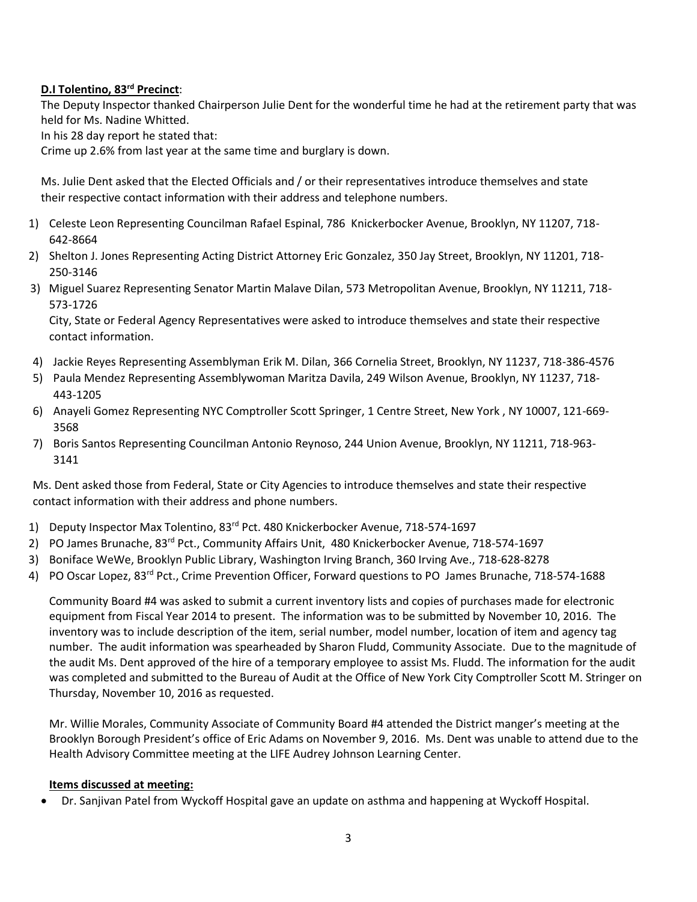**D.I Tolentino, 83rd Precinct**:

The Deputy Inspector thanked Chairperson Julie Dent for the wonderful time he had at the retirement party that was held for Ms. Nadine Whitted.

In his 28 day report he stated that:

Crime up 2.6% from last year at the same time and burglary is down.

Ms. Julie Dent asked that the Elected Officials and / or their representatives introduce themselves and state their respective contact information with their address and telephone numbers.

1) Celeste Leon Representing Councilman Rafael Espinal, 786 Knickerbocker Avenue, Brooklyn, NY 11207, 718-642-8664
2) Shelton J. Jones Representing Acting District Attorney Eric Gonzalez, 350 Jay Street, Brooklyn, NY 11201, 718-250-3146
3) Miguel Suarez Representing Senator Martin Malave Dilan, 573 Metropolitan Avenue, Brooklyn, NY 11211, 718-573-1726

   City, State or Federal Agency Representatives were asked to introduce themselves and state their respective contact information.

4) Jackie Reyes Representing Assemblyman Erik M. Dilan, 366 Cornelia Street, Brooklyn, NY 11237, 718-386-4576
5) Paula Mendez Representing Assemblywoman Maritza Davila, 249 Wilson Avenue, Brooklyn, NY 11237, 718-443-1205
6) Anayeli Gomez Representing NYC Comptroller Scott Springer, 1 Centre Street, New York , NY 10007, 121-669-3568
7) Boris Santos Representing Councilman Antonio Reynoso, 244 Union Avenue, Brooklyn, NY 11211, 718-963-3141

Ms. Dent asked those from Federal, State or City Agencies to introduce themselves and state their respective contact information with their address and phone numbers.

1) Deputy Inspector Max Tolentino, 83rd Pct. 480 Knickerbocker Avenue, 718-574-1697
2) PO James Brunache, 83rd Pct., Community Affairs Unit, 480 Knickerbocker Avenue, 718-574-1697
3) Boniface WeWe, Brooklyn Public Library, Washington Irving Branch, 360 Irving Ave., 718-628-8278
4) PO Oscar Lopez, 83rd Pct., Crime Prevention Officer, Forward questions to PO James Brunache, 718-574-1688

Community Board #4 was asked to submit a current inventory lists and copies of purchases made for electronic equipment from Fiscal Year 2014 to present. The information was to be submitted by November 10, 2016. The inventory was to include description of the item, serial number, model number, location of item and agency tag number. The audit information was spearheaded by Sharon Fludd, Community Associate. Due to the magnitude of the audit Ms. Dent approved of the hire of a temporary employee to assist Ms. Fludd. The information for the audit was completed and submitted to the Bureau of Audit at the Office of New York City Comptroller Scott M. Stringer on Thursday, November 10, 2016 as requested.

Mr. Willie Morales, Community Associate of Community Board #4 attended the District manger's meeting at the Brooklyn Borough President's office of Eric Adams on November 9, 2016. Ms. Dent was unable to attend due to the Health Advisory Committee meeting at the LIFE Audrey Johnson Learning Center.

**Items discussed at meeting:**

- Dr. Sanjivan Patel from Wyckoff Hospital gave an update on asthma and happening at Wyckoff Hospital.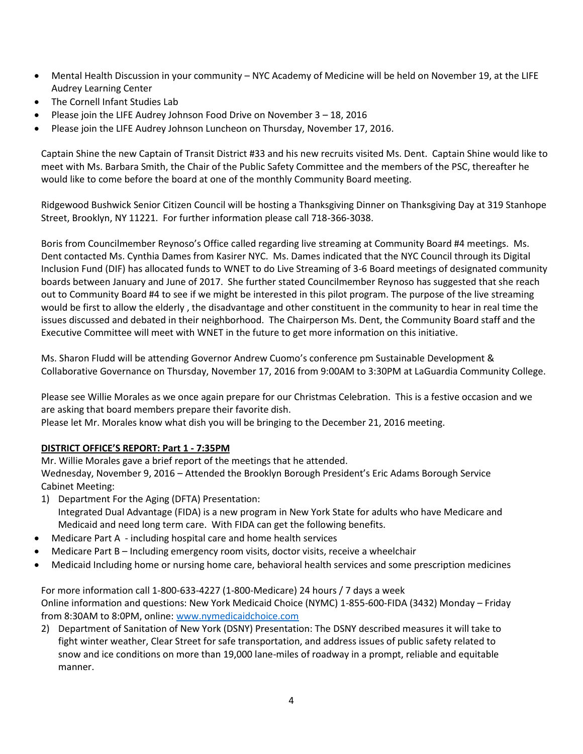- Mental Health Discussion in your community – NYC Academy of Medicine will be held on November 19, at the LIFE Audrey Learning Center
- The Cornell Infant Studies Lab
- Please join the LIFE Audrey Johnson Food Drive on November 3 – 18, 2016
- Please join the LIFE Audrey Johnson Luncheon on Thursday, November 17, 2016.

Captain Shine the new Captain of Transit District #33 and his new recruits visited Ms. Dent. Captain Shine would like to meet with Ms. Barbara Smith, the Chair of the Public Safety Committee and the members of the PSC, thereafter he would like to come before the board at one of the monthly Community Board meeting.

Ridgewood Bushwick Senior Citizen Council will be hosting a Thanksgiving Dinner on Thanksgiving Day at 319 Stanhope Street, Brooklyn, NY 11221. For further information please call 718-366-3038.

Boris from Councilmember Reynoso's Office called regarding live streaming at Community Board #4 meetings. Ms. Dent contacted Ms. Cynthia Dames from Kasirer NYC. Ms. Dames indicated that the NYC Council through its Digital Inclusion Fund (DIF) has allocated funds to WNET to do Live Streaming of 3-6 Board meetings of designated community boards between January and June of 2017. She further stated Councilmember Reynoso has suggested that she reach out to Community Board #4 to see if we might be interested in this pilot program. The purpose of the live streaming would be first to allow the elderly , the disadvantage and other constituent in the community to hear in real time the issues discussed and debated in their neighborhood. The Chairperson Ms. Dent, the Community Board staff and the Executive Committee will meet with WNET in the future to get more information on this initiative.

Ms. Sharon Fludd will be attending Governor Andrew Cuomo's conference pm Sustainable Development & Collaborative Governance on Thursday, November 17, 2016 from 9:00AM to 3:30PM at LaGuardia Community College.

Please see Willie Morales as we once again prepare for our Christmas Celebration. This is a festive occasion and we are asking that board members prepare their favorite dish.
Please let Mr. Morales know what dish you will be bringing to the December 21, 2016 meeting.

**DISTRICT OFFICE'S REPORT: Part 1 - 7:35PM**

Mr. Willie Morales gave a brief report of the meetings that he attended.
Wednesday, November 9, 2016 – Attended the Brooklyn Borough President's Eric Adams Borough Service Cabinet Meeting:

1) Department For the Aging (DFTA) Presentation:
   Integrated Dual Advantage (FIDA) is a new program in New York State for adults who have Medicare and Medicaid and need long term care. With FIDA can get the following benefits.

- Medicare Part A - including hospital care and home health services
- Medicare Part B – Including emergency room visits, doctor visits, receive a wheelchair
- Medicaid Including home or nursing home care, behavioral health services and some prescription medicines

For more information call 1-800-633-4227 (1-800-Medicare) 24 hours / 7 days a week
Online information and questions: New York Medicaid Choice (NYMC) 1-855-600-FIDA (3432) Monday – Friday from 8:30AM to 8:0PM, online: www.nymedicaidchoice.com

2) Department of Sanitation of New York (DSNY) Presentation: The DSNY described measures it will take to fight winter weather, Clear Street for safe transportation, and address issues of public safety related to snow and ice conditions on more than 19,000 lane-miles of roadway in a prompt, reliable and equitable manner.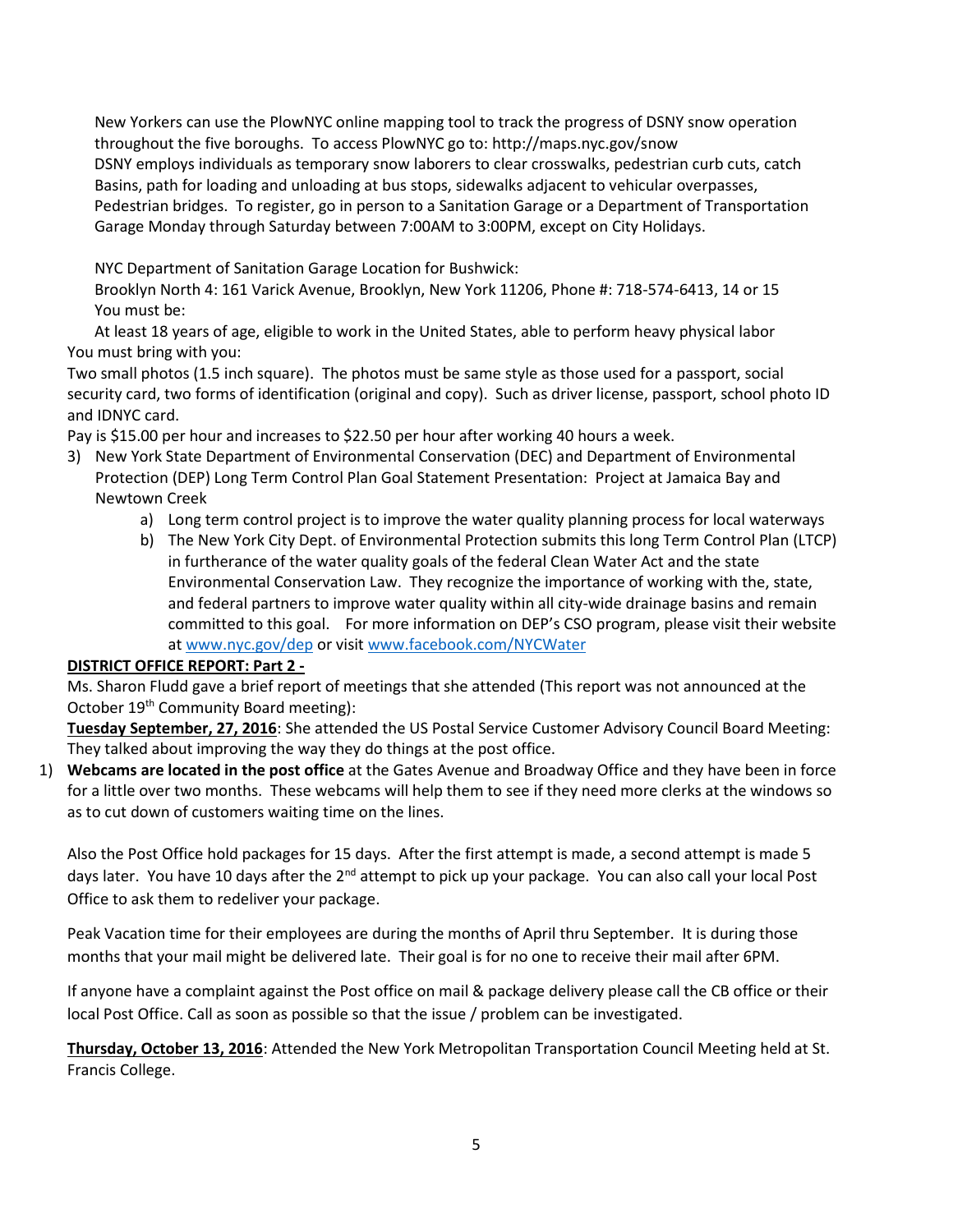New Yorkers can use the PlowNYC online mapping tool to track the progress of DSNY snow operation throughout the five boroughs. To access PlowNYC go to: http://maps.nyc.gov/snow
DSNY employs individuals as temporary snow laborers to clear crosswalks, pedestrian curb cuts, catch Basins, path for loading and unloading at bus stops, sidewalks adjacent to vehicular overpasses, Pedestrian bridges. To register, go in person to a Sanitation Garage or a Department of Transportation Garage Monday through Saturday between 7:00AM to 3:00PM, except on City Holidays.

NYC Department of Sanitation Garage Location for Bushwick:
Brooklyn North 4: 161 Varick Avenue, Brooklyn, New York 11206, Phone #: 718-574-6413, 14 or 15
You must be:

At least 18 years of age, eligible to work in the United States, able to perform heavy physical labor
You must bring with you:

Two small photos (1.5 inch square). The photos must be same style as those used for a passport, social security card, two forms of identification (original and copy). Such as driver license, passport, school photo ID and IDNYC card.

Pay is $15.00 per hour and increases to $22.50 per hour after working 40 hours a week.

3) New York State Department of Environmental Conservation (DEC) and Department of Environmental Protection (DEP) Long Term Control Plan Goal Statement Presentation: Project at Jamaica Bay and Newtown Creek
    a) Long term control project is to improve the water quality planning process for local waterways
    b) The New York City Dept. of Environmental Protection submits this long Term Control Plan (LTCP) in furtherance of the water quality goals of the federal Clean Water Act and the state Environmental Conservation Law. They recognize the importance of working with the, state, and federal partners to improve water quality within all city-wide drainage basins and remain committed to this goal. For more information on DEP's CSO program, please visit their website at www.nyc.gov/dep or visit www.facebook.com/NYCWater

**DISTRICT OFFICE REPORT: Part 2 -**

Ms. Sharon Fludd gave a brief report of meetings that she attended (This report was not announced at the October 19th Community Board meeting):

**Tuesday September, 27, 2016**: She attended the US Postal Service Customer Advisory Council Board Meeting: They talked about improving the way they do things at the post office.

1) **Webcams are located in the post office** at the Gates Avenue and Broadway Office and they have been in force for a little over two months. These webcams will help them to see if they need more clerks at the windows so as to cut down of customers waiting time on the lines.

Also the Post Office hold packages for 15 days. After the first attempt is made, a second attempt is made 5 days later. You have 10 days after the 2nd attempt to pick up your package. You can also call your local Post Office to ask them to redeliver your package.

Peak Vacation time for their employees are during the months of April thru September. It is during those months that your mail might be delivered late. Their goal is for no one to receive their mail after 6PM.

If anyone have a complaint against the Post office on mail & package delivery please call the CB office or their local Post Office. Call as soon as possible so that the issue / problem can be investigated.

**Thursday, October 13, 2016**: Attended the New York Metropolitan Transportation Council Meeting held at St. Francis College.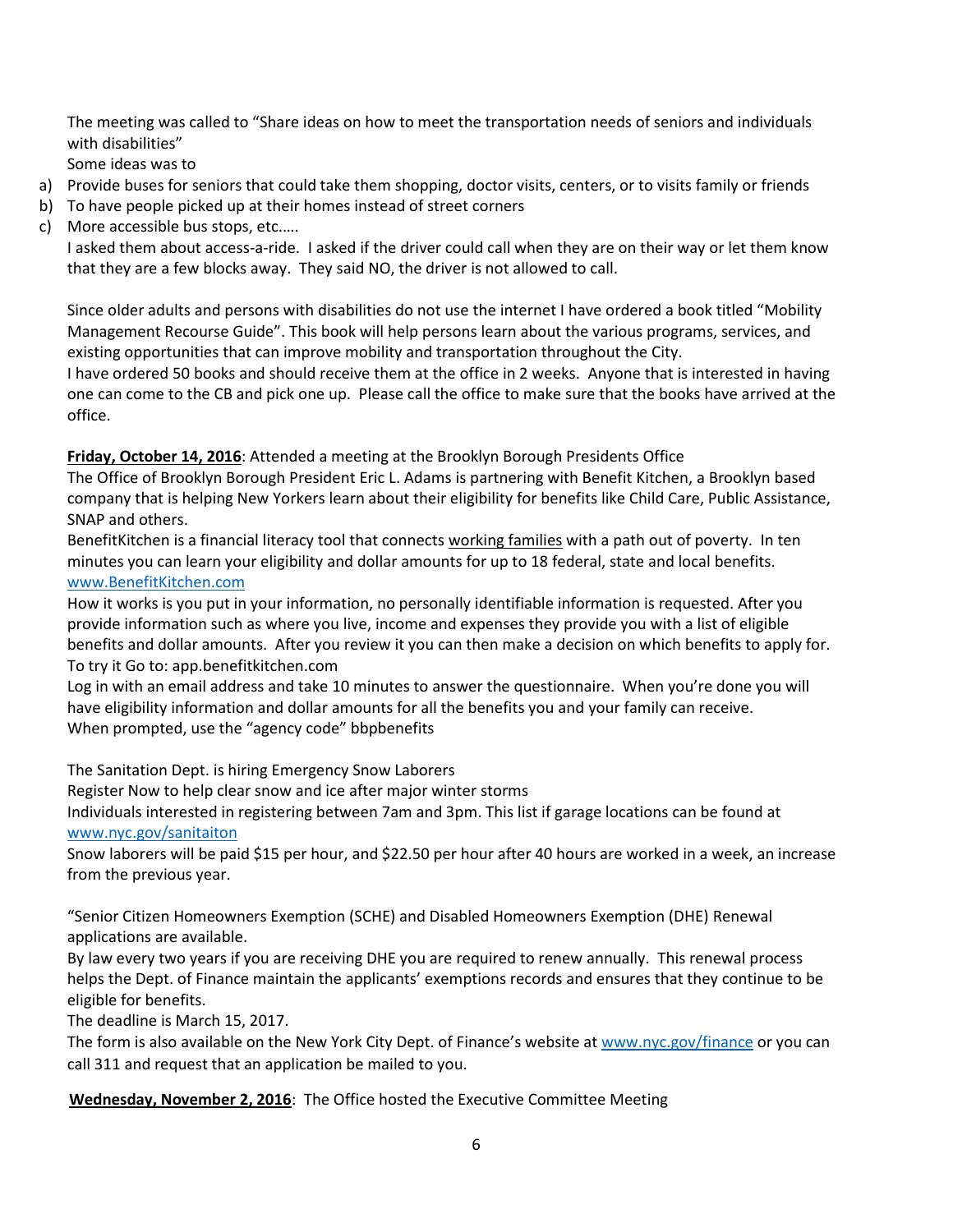The meeting was called to "Share ideas on how to meet the transportation needs of seniors and individuals with disabilities"

Some ideas was to

a) Provide buses for seniors that could take them shopping, doctor visits, centers, or to visits family or friends
b) To have people picked up at their homes instead of street corners
c) More accessible bus stops, etc.….

I asked them about access-a-ride. I asked if the driver could call when they are on their way or let them know that they are a few blocks away. They said NO, the driver is not allowed to call.

Since older adults and persons with disabilities do not use the internet I have ordered a book titled "Mobility Management Recourse Guide". This book will help persons learn about the various programs, services, and existing opportunities that can improve mobility and transportation throughout the City.

I have ordered 50 books and should receive them at the office in 2 weeks. Anyone that is interested in having one can come to the CB and pick one up. Please call the office to make sure that the books have arrived at the office.

**Friday, October 14, 2016**: Attended a meeting at the Brooklyn Borough Presidents Office

The Office of Brooklyn Borough President Eric L. Adams is partnering with Benefit Kitchen, a Brooklyn based company that is helping New Yorkers learn about their eligibility for benefits like Child Care, Public Assistance, SNAP and others.

BenefitKitchen is a financial literacy tool that connects working families with a path out of poverty. In ten minutes you can learn your eligibility and dollar amounts for up to 18 federal, state and local benefits.
www.BenefitKitchen.com

How it works is you put in your information, no personally identifiable information is requested. After you provide information such as where you live, income and expenses they provide you with a list of eligible benefits and dollar amounts. After you review it you can then make a decision on which benefits to apply for.

To try it Go to: app.benefitkitchen.com

Log in with an email address and take 10 minutes to answer the questionnaire. When you're done you will have eligibility information and dollar amounts for all the benefits you and your family can receive.

When prompted, use the "agency code" bbpbenefits

The Sanitation Dept. is hiring Emergency Snow Laborers

Register Now to help clear snow and ice after major winter storms

Individuals interested in registering between 7am and 3pm. This list if garage locations can be found at www.nyc.gov/sanitaiton

Snow laborers will be paid $15 per hour, and $22.50 per hour after 40 hours are worked in a week, an increase from the previous year.

"Senior Citizen Homeowners Exemption (SCHE) and Disabled Homeowners Exemption (DHE) Renewal applications are available.

By law every two years if you are receiving DHE you are required to renew annually. This renewal process helps the Dept. of Finance maintain the applicants' exemptions records and ensures that they continue to be eligible for benefits.

The deadline is March 15, 2017.

The form is also available on the New York City Dept. of Finance's website at www.nyc.gov/finance or you can call 311 and request that an application be mailed to you.

**Wednesday, November 2, 2016**: The Office hosted the Executive Committee Meeting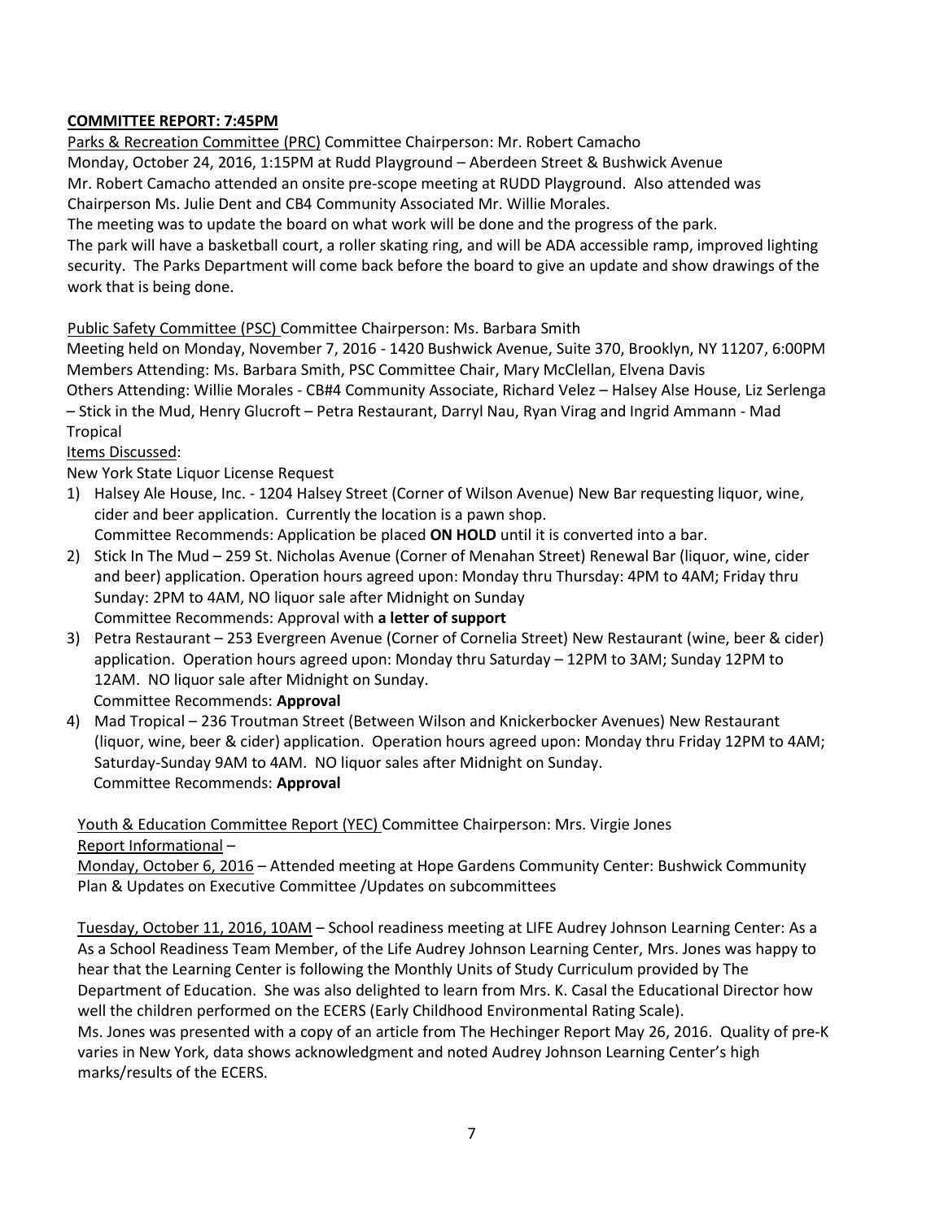**<u>COMMITTEE REPORT: 7:45PM</u>**

<u>Parks & Recreation Committee (PRC)</u> Committee Chairperson: Mr. Robert Camacho
Monday, October 24, 2016, 1:15PM at Rudd Playground – Aberdeen Street & Bushwick Avenue
Mr. Robert Camacho attended an onsite pre-scope meeting at RUDD Playground. Also attended was Chairperson Ms. Julie Dent and CB4 Community Associated Mr. Willie Morales.
The meeting was to update the board on what work will be done and the progress of the park.
The park will have a basketball court, a roller skating ring, and will be ADA accessible ramp, improved lighting security. The Parks Department will come back before the board to give an update and show drawings of the work that is being done.

<u>Public Safety Committee (PSC)</u> Committee Chairperson: Ms. Barbara Smith
Meeting held on Monday, November 7, 2016 - 1420 Bushwick Avenue, Suite 370, Brooklyn, NY 11207, 6:00PM
Members Attending: Ms. Barbara Smith, PSC Committee Chair, Mary McClellan, Elvena Davis
Others Attending: Willie Morales - CB#4 Community Associate, Richard Velez – Halsey Alse House, Liz Serlenga – Stick in the Mud, Henry Glucroft – Petra Restaurant, Darryl Nau, Ryan Virag and Ingrid Ammann - Mad Tropical

<u>Items Discussed</u>:
New York State Liquor License Request

1) Halsey Ale House, Inc. - 1204 Halsey Street (Corner of Wilson Avenue) New Bar requesting liquor, wine, cider and beer application. Currently the location is a pawn shop.
   Committee Recommends: Application be placed **ON HOLD** until it is converted into a bar.
2) Stick In The Mud – 259 St. Nicholas Avenue (Corner of Menahan Street) Renewal Bar (liquor, wine, cider and beer) application. Operation hours agreed upon: Monday thru Thursday: 4PM to 4AM; Friday thru Sunday: 2PM to 4AM, NO liquor sale after Midnight on Sunday
   Committee Recommends: Approval with **a letter of support**
3) Petra Restaurant – 253 Evergreen Avenue (Corner of Cornelia Street) New Restaurant (wine, beer & cider) application. Operation hours agreed upon: Monday thru Saturday – 12PM to 3AM; Sunday 12PM to 12AM. NO liquor sale after Midnight on Sunday.
   Committee Recommends: **Approval**
4) Mad Tropical – 236 Troutman Street (Between Wilson and Knickerbocker Avenues) New Restaurant (liquor, wine, beer & cider) application. Operation hours agreed upon: Monday thru Friday 12PM to 4AM; Saturday-Sunday 9AM to 4AM. NO liquor sales after Midnight on Sunday.
   Committee Recommends: **Approval**

<u>Youth & Education Committee Report (YEC)</u> Committee Chairperson: Mrs. Virgie Jones
<u>Report Informational</u> –
<u>Monday, October 6, 2016</u> – Attended meeting at Hope Gardens Community Center: Bushwick Community Plan & Updates on Executive Committee /Updates on subcommittees

<u>Tuesday, October 11, 2016, 10AM</u> – School readiness meeting at LIFE Audrey Johnson Learning Center: As a As a School Readiness Team Member, of the Life Audrey Johnson Learning Center, Mrs. Jones was happy to hear that the Learning Center is following the Monthly Units of Study Curriculum provided by The Department of Education. She was also delighted to learn from Mrs. K. Casal the Educational Director how well the children performed on the ECERS (Early Childhood Environmental Rating Scale).
Ms. Jones was presented with a copy of an article from The Hechinger Report May 26, 2016. Quality of pre-K varies in New York, data shows acknowledgment and noted Audrey Johnson Learning Center's high marks/results of the ECERS.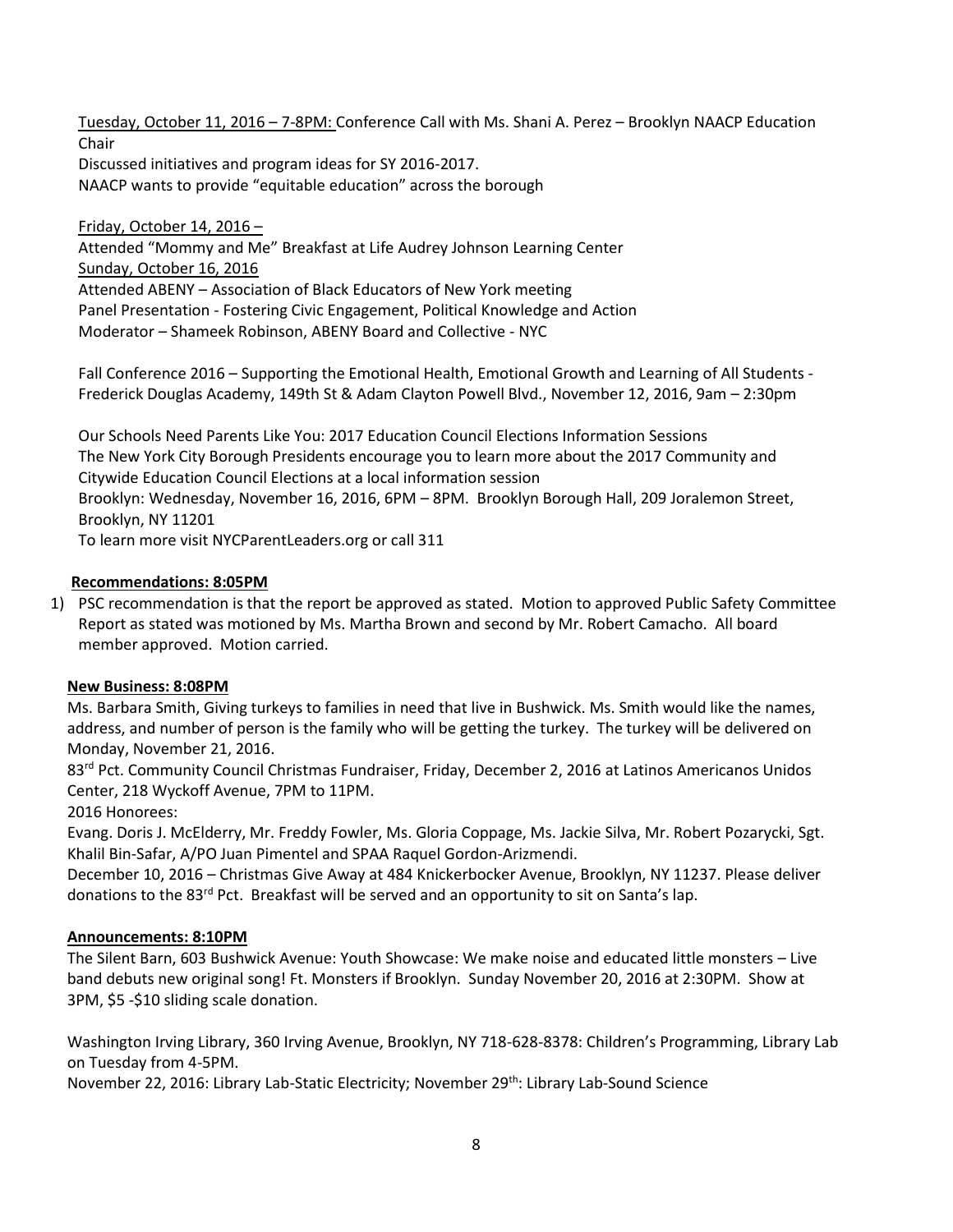Tuesday, October 11, 2016 – 7-8PM: Conference Call with Ms. Shani A. Perez – Brooklyn NAACP Education Chair
Discussed initiatives and program ideas for SY 2016-2017.
NAACP wants to provide "equitable education" across the borough

Friday, October 14, 2016 –
Attended "Mommy and Me" Breakfast at Life Audrey Johnson Learning Center
Sunday, October 16, 2016
Attended ABENY – Association of Black Educators of New York meeting
Panel Presentation - Fostering Civic Engagement, Political Knowledge and Action
Moderator – Shameek Robinson, ABENY Board and Collective - NYC

Fall Conference 2016 – Supporting the Emotional Health, Emotional Growth and Learning of All Students - Frederick Douglas Academy, 149th St & Adam Clayton Powell Blvd., November 12, 2016, 9am – 2:30pm

Our Schools Need Parents Like You: 2017 Education Council Elections Information Sessions
The New York City Borough Presidents encourage you to learn more about the 2017 Community and Citywide Education Council Elections at a local information session
Brooklyn: Wednesday, November 16, 2016, 6PM – 8PM. Brooklyn Borough Hall, 209 Joralemon Street, Brooklyn, NY 11201
To learn more visit NYCParentLeaders.org or call 311

**Recommendations: 8:05PM**

1) PSC recommendation is that the report be approved as stated. Motion to approved Public Safety Committee Report as stated was motioned by Ms. Martha Brown and second by Mr. Robert Camacho. All board member approved. Motion carried.

**New Business: 8:08PM**

Ms. Barbara Smith, Giving turkeys to families in need that live in Bushwick. Ms. Smith would like the names, address, and number of person is the family who will be getting the turkey. The turkey will be delivered on Monday, November 21, 2016.
83rd Pct. Community Council Christmas Fundraiser, Friday, December 2, 2016 at Latinos Americanos Unidos Center, 218 Wyckoff Avenue, 7PM to 11PM.
2016 Honorees:
Evang. Doris J. McElderry, Mr. Freddy Fowler, Ms. Gloria Coppage, Ms. Jackie Silva, Mr. Robert Pozarycki, Sgt. Khalil Bin-Safar, A/PO Juan Pimentel and SPAA Raquel Gordon-Arizmendi.
December 10, 2016 – Christmas Give Away at 484 Knickerbocker Avenue, Brooklyn, NY 11237. Please deliver donations to the 83rd Pct. Breakfast will be served and an opportunity to sit on Santa's lap.

**Announcements: 8:10PM**

The Silent Barn, 603 Bushwick Avenue: Youth Showcase: We make noise and educated little monsters – Live band debuts new original song! Ft. Monsters if Brooklyn. Sunday November 20, 2016 at 2:30PM. Show at 3PM, $5 -$10 sliding scale donation.

Washington Irving Library, 360 Irving Avenue, Brooklyn, NY 718-628-8378: Children's Programming, Library Lab on Tuesday from 4-5PM.
November 22, 2016: Library Lab-Static Electricity; November 29th: Library Lab-Sound Science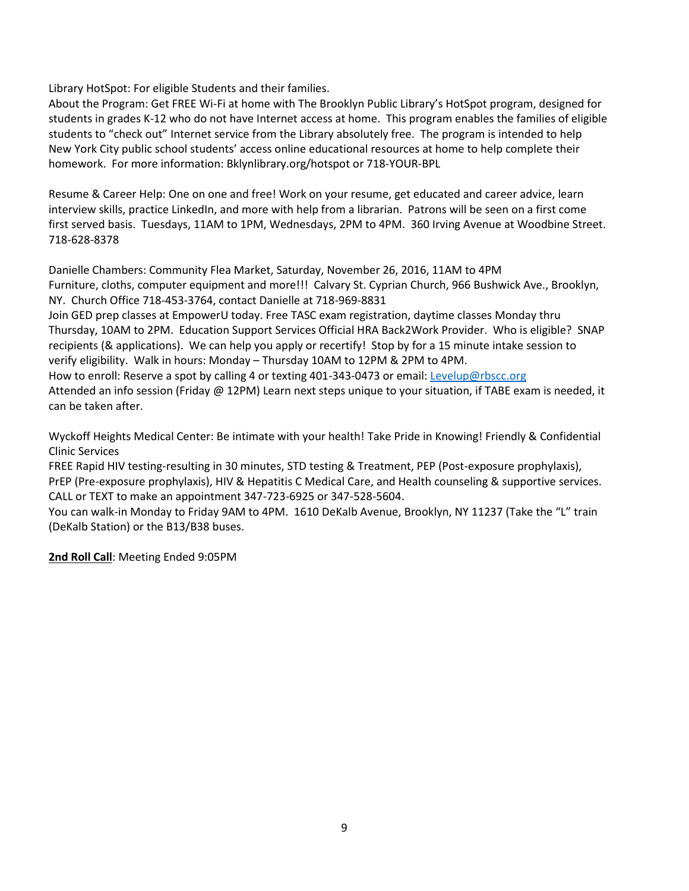Library HotSpot: For eligible Students and their families.
About the Program: Get FREE Wi-Fi at home with The Brooklyn Public Library's HotSpot program, designed for students in grades K-12 who do not have Internet access at home. This program enables the families of eligible students to "check out" Internet service from the Library absolutely free. The program is intended to help New York City public school students' access online educational resources at home to help complete their homework. For more information: Bklynlibrary.org/hotspot or 718-YOUR-BPL

Resume & Career Help: One on one and free! Work on your resume, get educated and career advice, learn interview skills, practice LinkedIn, and more with help from a librarian. Patrons will be seen on a first come first served basis. Tuesdays, 11AM to 1PM, Wednesdays, 2PM to 4PM. 360 Irving Avenue at Woodbine Street. 718-628-8378

Danielle Chambers: Community Flea Market, Saturday, November 26, 2016, 11AM to 4PM
Furniture, cloths, computer equipment and more!!! Calvary St. Cyprian Church, 966 Bushwick Ave., Brooklyn, NY. Church Office 718-453-3764, contact Danielle at 718-969-8831
Join GED prep classes at EmpowerU today. Free TASC exam registration, daytime classes Monday thru Thursday, 10AM to 2PM. Education Support Services Official HRA Back2Work Provider. Who is eligible? SNAP recipients (& applications). We can help you apply or recertify! Stop by for a 15 minute intake session to verify eligibility. Walk in hours: Monday – Thursday 10AM to 12PM & 2PM to 4PM.
How to enroll: Reserve a spot by calling 4 or texting 401-343-0473 or email: [Levelup@rbscc.org](mailto:Levelup@rbscc.org)
Attended an info session (Friday @ 12PM) Learn next steps unique to your situation, if TABE exam is needed, it can be taken after.

Wyckoff Heights Medical Center: Be intimate with your health! Take Pride in Knowing! Friendly & Confidential Clinic Services
FREE Rapid HIV testing-resulting in 30 minutes, STD testing & Treatment, PEP (Post-exposure prophylaxis), PrEP (Pre-exposure prophylaxis), HIV & Hepatitis C Medical Care, and Health counseling & supportive services. CALL or TEXT to make an appointment 347-723-6925 or 347-528-5604.
You can walk-in Monday to Friday 9AM to 4PM. 1610 DeKalb Avenue, Brooklyn, NY 11237 (Take the "L" train (DeKalb Station) or the B13/B38 buses.

**2nd Roll Call**: Meeting Ended 9:05PM